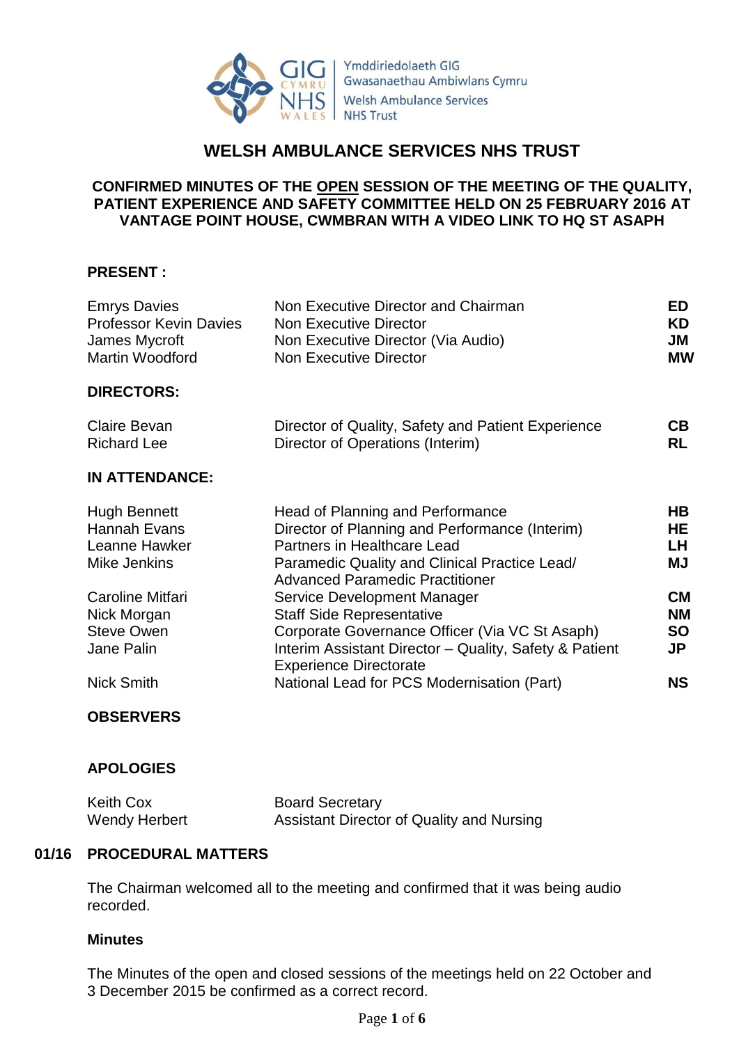# WELSH AMBULANCE SERVICES NHS TRUST

**CONFIRMED MINUTES OF THE OPEN SESSION OF THE MEETING OF THE QUALITY, PATIENT EXPERIENCE AND SAFETY COMMITTEE HELD ON 25 FEBRUARY 2016 AT VANTAGE POINT HOUSE, CWMBRAN WITH A VIDEO LINK TO HQ ST ASAPH**

**PRESENT :**

| | | |
|---|---|---|
| Emrys Davies | Non Executive Director and Chairman | **ED** |
| Professor Kevin Davies | Non Executive Director | **KD** |
| James Mycroft | Non Executive Director (Via Audio) | **JM** |
| Martin Woodford | Non Executive Director | **MW** |

**DIRECTORS:**

| | | |
|---|---|---|
| Claire Bevan | Director of Quality, Safety and Patient Experience | **CB** |
| Richard Lee | Director of Operations (Interim) | **RL** |

**IN ATTENDANCE:**

| | | |
|---|---|---|
| Hugh Bennett | Head of Planning and Performance | **HB** |
| Hannah Evans | Director of Planning and Performance (Interim) | **HE** |
| Leanne Hawker | Partners in Healthcare Lead | **LH** |
| Mike Jenkins | Paramedic Quality and Clinical Practice Lead/ Advanced Paramedic Practitioner | **MJ** |
| Caroline Mitfari | Service Development Manager | **CM** |
| Nick Morgan | Staff Side Representative | **NM** |
| Steve Owen | Corporate Governance Officer (Via VC St Asaph) | **SO** |
| Jane Palin | Interim Assistant Director – Quality, Safety & Patient Experience Directorate | **JP** |
| Nick Smith | National Lead for PCS Modernisation (Part) | **NS** |

**OBSERVERS**

**APOLOGIES**

| | |
|---|---|
| Keith Cox | Board Secretary |
| Wendy Herbert | Assistant Director of Quality and Nursing |

**01/16 PROCEDURAL MATTERS**

The Chairman welcomed all to the meeting and confirmed that it was being audio recorded.

**Minutes**

The Minutes of the open and closed sessions of the meetings held on 22 October and 3 December 2015 be confirmed as a correct record.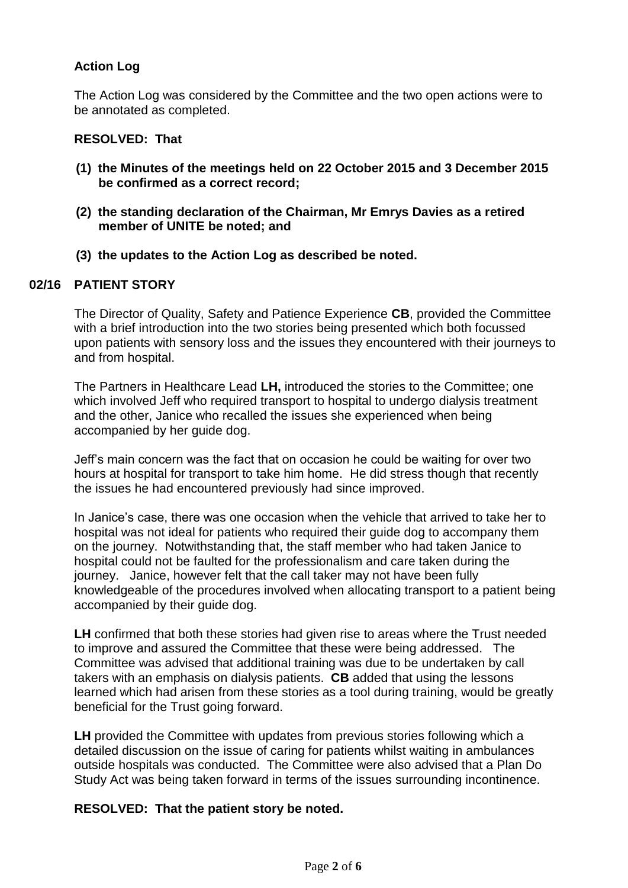**Action Log**

The Action Log was considered by the Committee and the two open actions were to be annotated as completed.

**RESOLVED: That**

**(1) the Minutes of the meetings held on 22 October 2015 and 3 December 2015 be confirmed as a correct record;**

**(2) the standing declaration of the Chairman, Mr Emrys Davies as a retired member of UNITE be noted; and**

**(3) the updates to the Action Log as described be noted.**

## 02/16 PATIENT STORY

The Director of Quality, Safety and Patience Experience **CB**, provided the Committee with a brief introduction into the two stories being presented which both focussed upon patients with sensory loss and the issues they encountered with their journeys to and from hospital.

The Partners in Healthcare Lead **LH,** introduced the stories to the Committee; one which involved Jeff who required transport to hospital to undergo dialysis treatment and the other, Janice who recalled the issues she experienced when being accompanied by her guide dog.

Jeff's main concern was the fact that on occasion he could be waiting for over two hours at hospital for transport to take him home. He did stress though that recently the issues he had encountered previously had since improved.

In Janice's case, there was one occasion when the vehicle that arrived to take her to hospital was not ideal for patients who required their guide dog to accompany them on the journey. Notwithstanding that, the staff member who had taken Janice to hospital could not be faulted for the professionalism and care taken during the journey. Janice, however felt that the call taker may not have been fully knowledgeable of the procedures involved when allocating transport to a patient being accompanied by their guide dog.

**LH** confirmed that both these stories had given rise to areas where the Trust needed to improve and assured the Committee that these were being addressed. The Committee was advised that additional training was due to be undertaken by call takers with an emphasis on dialysis patients. **CB** added that using the lessons learned which had arisen from these stories as a tool during training, would be greatly beneficial for the Trust going forward.

**LH** provided the Committee with updates from previous stories following which a detailed discussion on the issue of caring for patients whilst waiting in ambulances outside hospitals was conducted. The Committee were also advised that a Plan Do Study Act was being taken forward in terms of the issues surrounding incontinence.

**RESOLVED: That the patient story be noted.**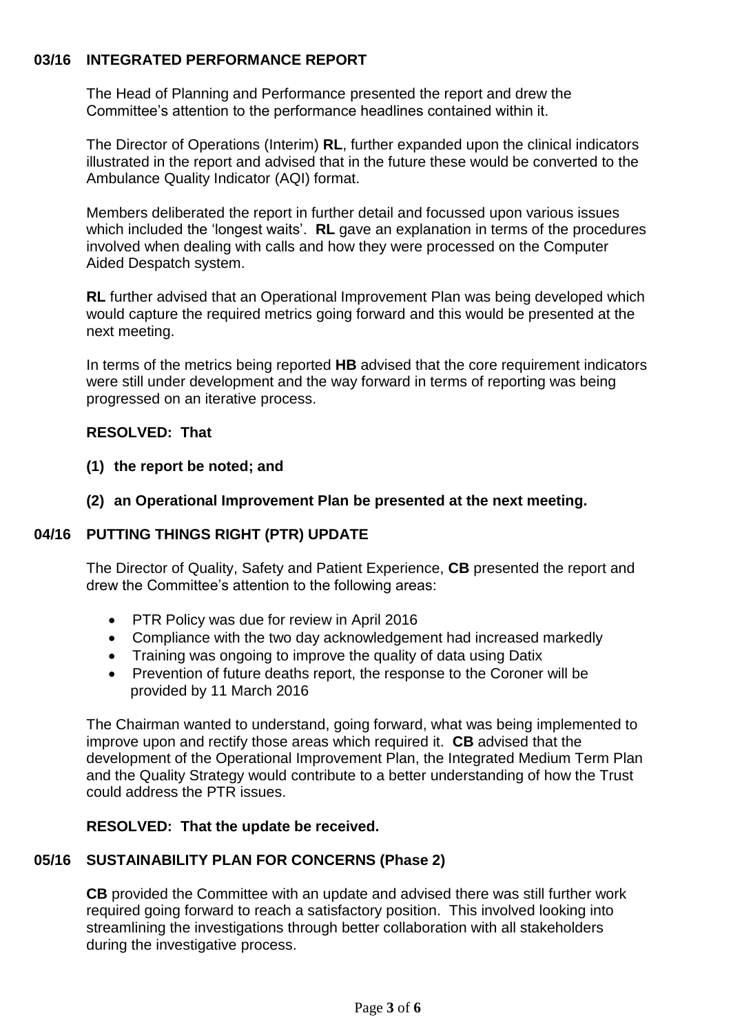## 03/16 INTEGRATED PERFORMANCE REPORT

The Head of Planning and Performance presented the report and drew the Committee's attention to the performance headlines contained within it.

The Director of Operations (Interim) **RL**, further expanded upon the clinical indicators illustrated in the report and advised that in the future these would be converted to the Ambulance Quality Indicator (AQI) format.

Members deliberated the report in further detail and focussed upon various issues which included the 'longest waits'. **RL** gave an explanation in terms of the procedures involved when dealing with calls and how they were processed on the Computer Aided Despatch system.

**RL** further advised that an Operational Improvement Plan was being developed which would capture the required metrics going forward and this would be presented at the next meeting.

In terms of the metrics being reported **HB** advised that the core requirement indicators were still under development and the way forward in terms of reporting was being progressed on an iterative process.

**RESOLVED: That**

**(1) the report be noted; and**

**(2) an Operational Improvement Plan be presented at the next meeting.**

## 04/16 PUTTING THINGS RIGHT (PTR) UPDATE

The Director of Quality, Safety and Patient Experience, **CB** presented the report and drew the Committee's attention to the following areas:

- PTR Policy was due for review in April 2016
- Compliance with the two day acknowledgement had increased markedly
- Training was ongoing to improve the quality of data using Datix
- Prevention of future deaths report, the response to the Coroner will be provided by 11 March 2016

The Chairman wanted to understand, going forward, what was being implemented to improve upon and rectify those areas which required it. **CB** advised that the development of the Operational Improvement Plan, the Integrated Medium Term Plan and the Quality Strategy would contribute to a better understanding of how the Trust could address the PTR issues.

**RESOLVED: That the update be received.**

## 05/16 SUSTAINABILITY PLAN FOR CONCERNS (Phase 2)

**CB** provided the Committee with an update and advised there was still further work required going forward to reach a satisfactory position. This involved looking into streamlining the investigations through better collaboration with all stakeholders during the investigative process.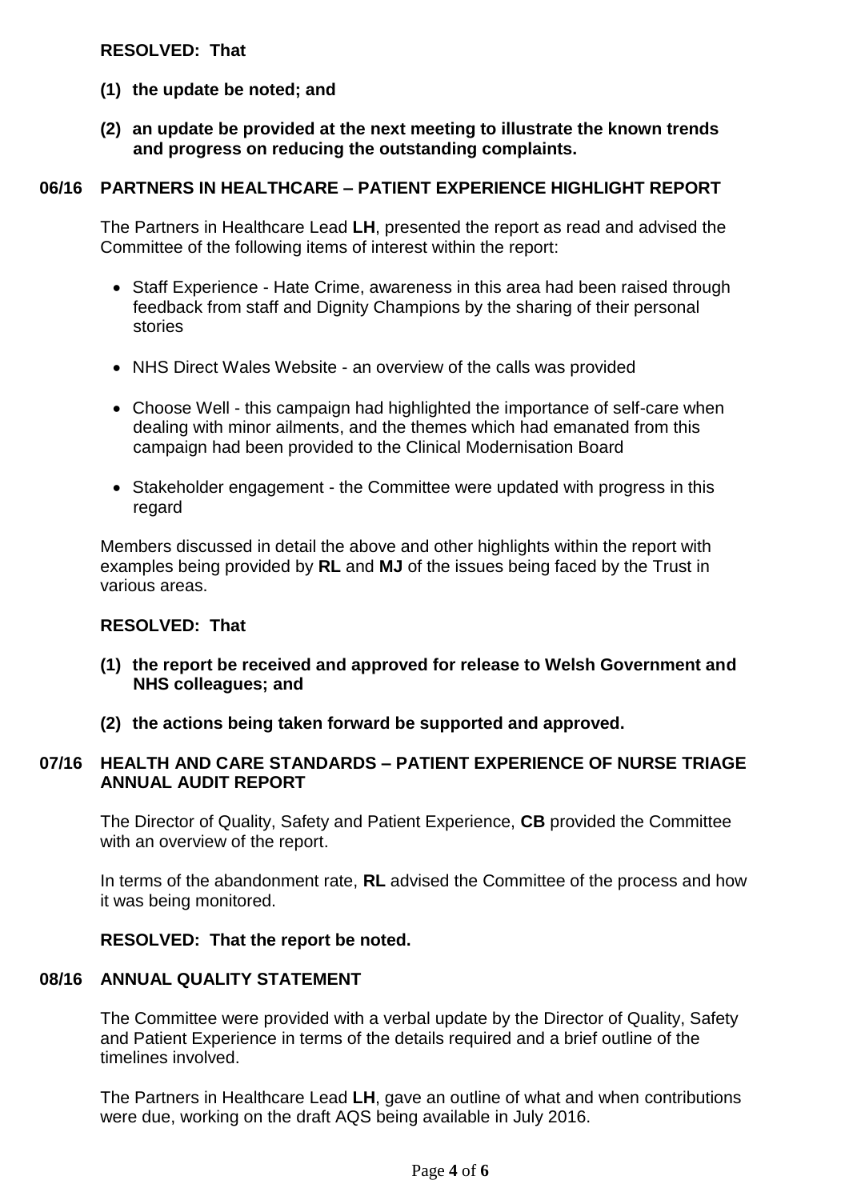**RESOLVED: That**

**(1) the update be noted; and**

**(2) an update be provided at the next meeting to illustrate the known trends and progress on reducing the outstanding complaints.**

### 06/16 PARTNERS IN HEALTHCARE – PATIENT EXPERIENCE HIGHLIGHT REPORT

The Partners in Healthcare Lead **LH**, presented the report as read and advised the Committee of the following items of interest within the report:

- Staff Experience - Hate Crime, awareness in this area had been raised through feedback from staff and Dignity Champions by the sharing of their personal stories
- NHS Direct Wales Website - an overview of the calls was provided
- Choose Well - this campaign had highlighted the importance of self-care when dealing with minor ailments, and the themes which had emanated from this campaign had been provided to the Clinical Modernisation Board
- Stakeholder engagement - the Committee were updated with progress in this regard

Members discussed in detail the above and other highlights within the report with examples being provided by **RL** and **MJ** of the issues being faced by the Trust in various areas.

**RESOLVED: That**

**(1) the report be received and approved for release to Welsh Government and NHS colleagues; and**

**(2) the actions being taken forward be supported and approved.**

### 07/16 HEALTH AND CARE STANDARDS – PATIENT EXPERIENCE OF NURSE TRIAGE ANNUAL AUDIT REPORT

The Director of Quality, Safety and Patient Experience, **CB** provided the Committee with an overview of the report.

In terms of the abandonment rate, **RL** advised the Committee of the process and how it was being monitored.

**RESOLVED: That the report be noted.**

### 08/16 ANNUAL QUALITY STATEMENT

The Committee were provided with a verbal update by the Director of Quality, Safety and Patient Experience in terms of the details required and a brief outline of the timelines involved.

The Partners in Healthcare Lead **LH**, gave an outline of what and when contributions were due, working on the draft AQS being available in July 2016.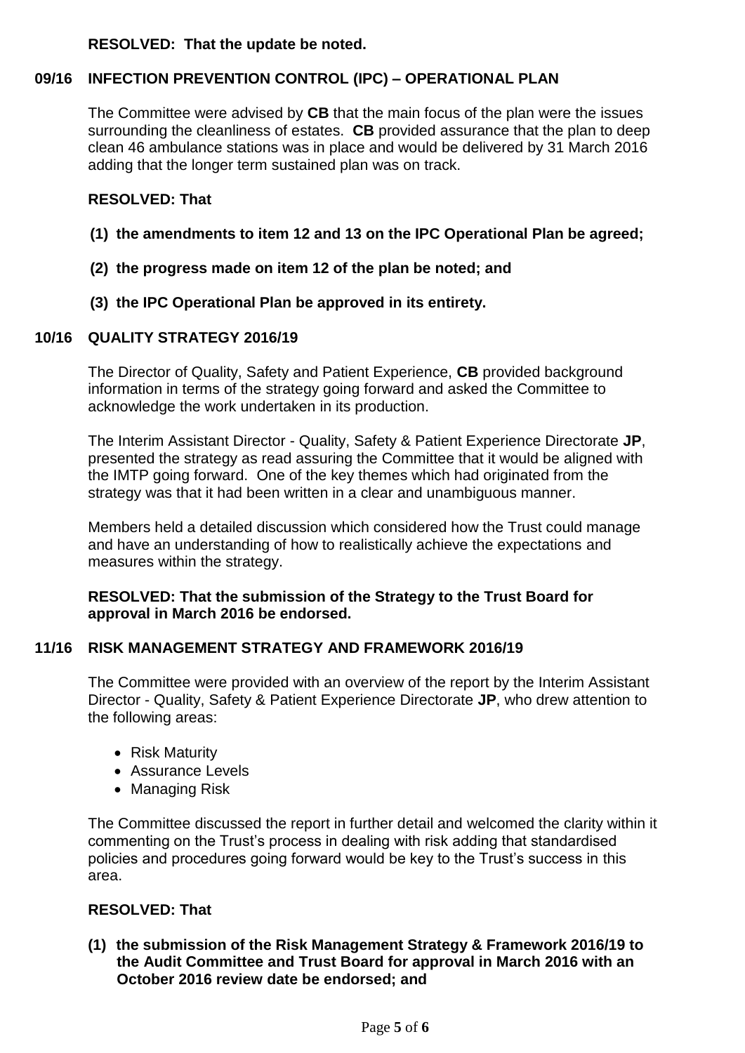**RESOLVED: That the update be noted.**

## 09/16 INFECTION PREVENTION CONTROL (IPC) – OPERATIONAL PLAN

The Committee were advised by **CB** that the main focus of the plan were the issues surrounding the cleanliness of estates. **CB** provided assurance that the plan to deep clean 46 ambulance stations was in place and would be delivered by 31 March 2016 adding that the longer term sustained plan was on track.

**RESOLVED: That**

**(1) the amendments to item 12 and 13 on the IPC Operational Plan be agreed;**

**(2) the progress made on item 12 of the plan be noted; and**

**(3) the IPC Operational Plan be approved in its entirety.**

## 10/16 QUALITY STRATEGY 2016/19

The Director of Quality, Safety and Patient Experience, **CB** provided background information in terms of the strategy going forward and asked the Committee to acknowledge the work undertaken in its production.

The Interim Assistant Director - Quality, Safety & Patient Experience Directorate **JP**, presented the strategy as read assuring the Committee that it would be aligned with the IMTP going forward. One of the key themes which had originated from the strategy was that it had been written in a clear and unambiguous manner.

Members held a detailed discussion which considered how the Trust could manage and have an understanding of how to realistically achieve the expectations and measures within the strategy.

**RESOLVED: That the submission of the Strategy to the Trust Board for approval in March 2016 be endorsed.**

## 11/16 RISK MANAGEMENT STRATEGY AND FRAMEWORK 2016/19

The Committee were provided with an overview of the report by the Interim Assistant Director - Quality, Safety & Patient Experience Directorate **JP**, who drew attention to the following areas:

- Risk Maturity
- Assurance Levels
- Managing Risk

The Committee discussed the report in further detail and welcomed the clarity within it commenting on the Trust's process in dealing with risk adding that standardised policies and procedures going forward would be key to the Trust's success in this area.

**RESOLVED: That**

**(1) the submission of the Risk Management Strategy & Framework 2016/19 to the Audit Committee and Trust Board for approval in March 2016 with an October 2016 review date be endorsed; and**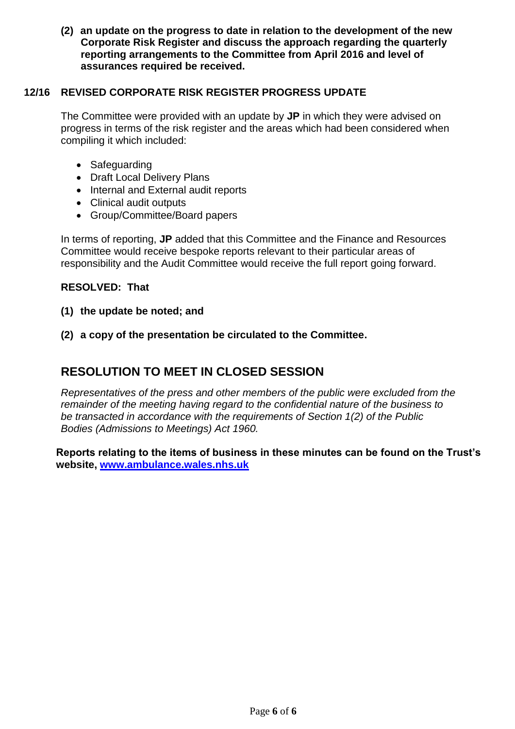**(2) an update on the progress to date in relation to the development of the new Corporate Risk Register and discuss the approach regarding the quarterly reporting arrangements to the Committee from April 2016 and level of assurances required be received.**

**12/16 REVISED CORPORATE RISK REGISTER PROGRESS UPDATE**

The Committee were provided with an update by **JP** in which they were advised on progress in terms of the risk register and the areas which had been considered when compiling it which included:

- Safeguarding
- Draft Local Delivery Plans
- Internal and External audit reports
- Clinical audit outputs
- Group/Committee/Board papers

In terms of reporting, **JP** added that this Committee and the Finance and Resources Committee would receive bespoke reports relevant to their particular areas of responsibility and the Audit Committee would receive the full report going forward.

**RESOLVED: That**

**(1) the update be noted; and**

**(2) a copy of the presentation be circulated to the Committee.**

## RESOLUTION TO MEET IN CLOSED SESSION

*Representatives of the press and other members of the public were excluded from the remainder of the meeting having regard to the confidential nature of the business to be transacted in accordance with the requirements of Section 1(2) of the Public Bodies (Admissions to Meetings) Act 1960.*

**Reports relating to the items of business in these minutes can be found on the Trust's website, [www.ambulance.wales.nhs.uk](http://www.ambulance.wales.nhs.uk)**